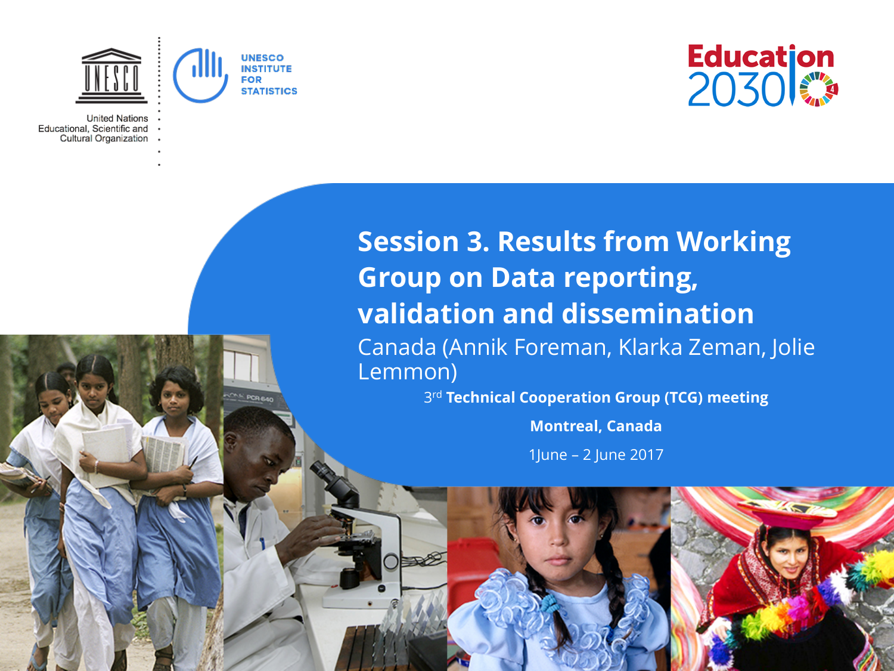# Session 3. Results from Working Group on Data reporting, validation and dissemination

Canada (Annik Foreman, Klarka Zeman, Jolie Lemmon)

3rd **Technical Cooperation Group (TCG) meeting**

**Montreal, Canada**

1June – 2 June 2017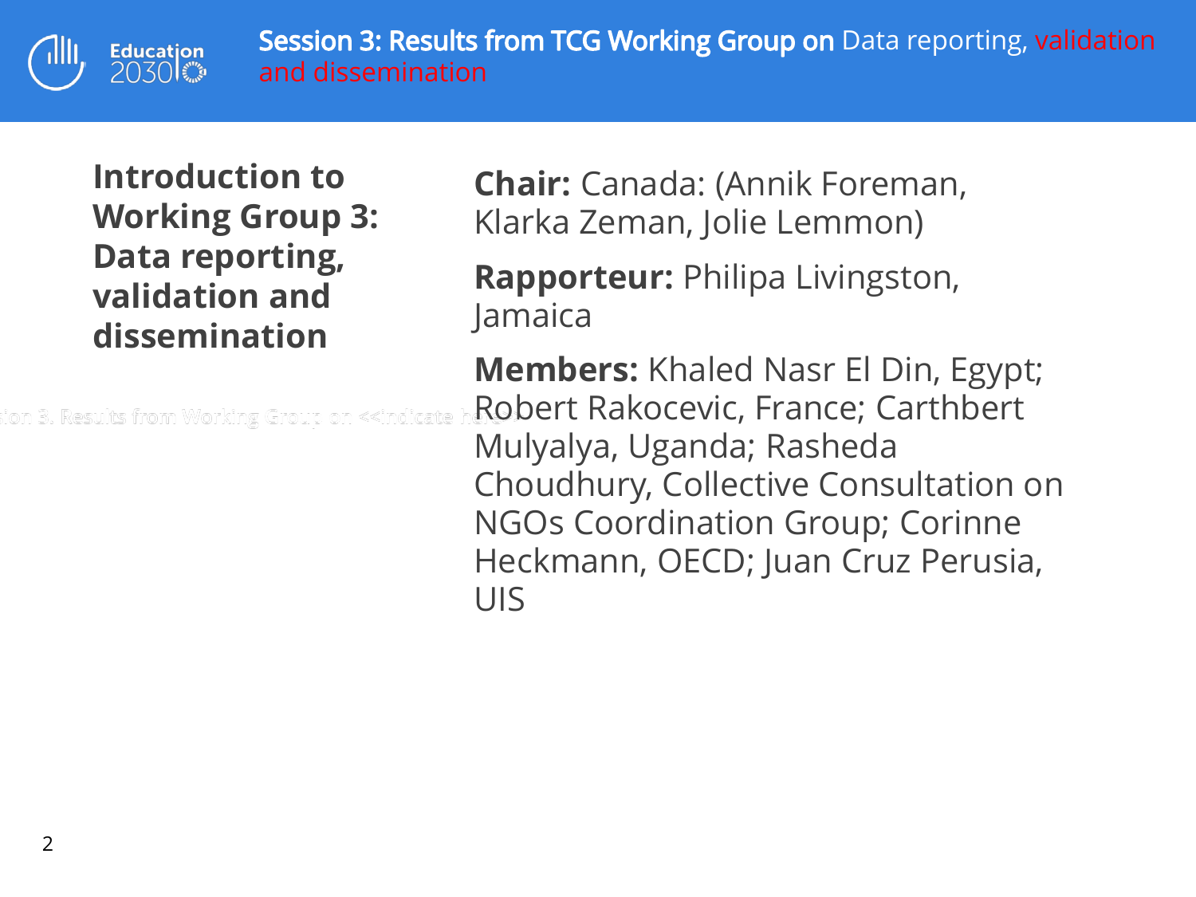# Session 3: Results from TCG Working Group on Data reporting, validation and dissemination

## Introduction to Working Group 3: Data reporting, validation and dissemination

**Chair:** Canada: (Annik Foreman, Klarka Zeman, Jolie Lemmon)

**Rapporteur:** Philipa Livingston, Jamaica

**Members:** Khaled Nasr El Din, Egypt; Robert Rakocevic, France; Carthbert Mulyalya, Uganda; Rasheda Choudhury, Collective Consultation on NGOs Coordination Group; Corinne Heckmann, OECD; Juan Cruz Perusia, UIS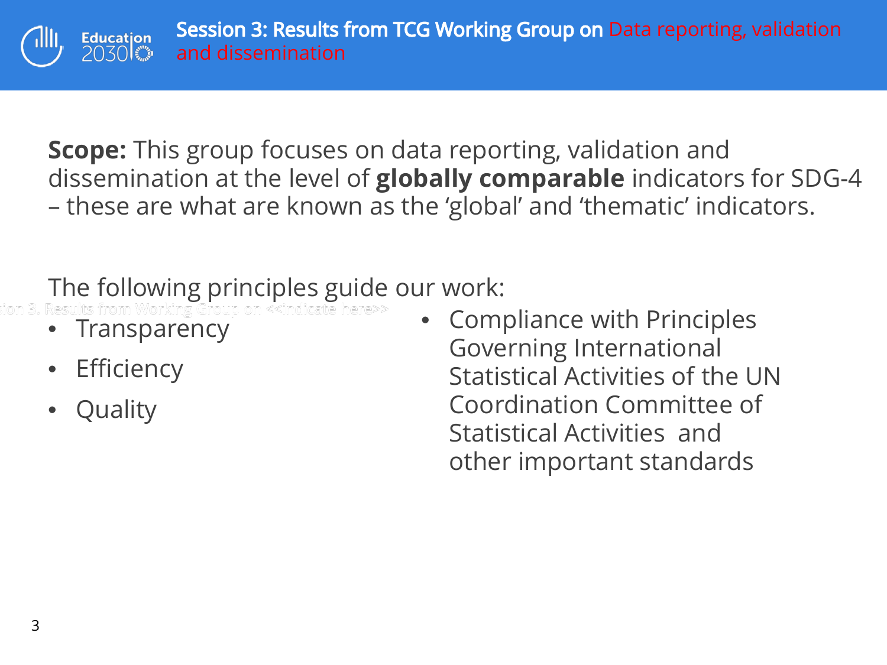# Session 3: Results from TCG Working Group on Data reporting, validation and dissemination

**Scope:** This group focuses on data reporting, validation and dissemination at the level of **globally comparable** indicators for SDG-4 – these are what are known as the 'global' and 'thematic' indicators.

The following principles guide our work:

- Transparency
- Efficiency
- Quality
- Compliance with Principles Governing International Statistical Activities of the UN Coordination Committee of Statistical Activities and other important standards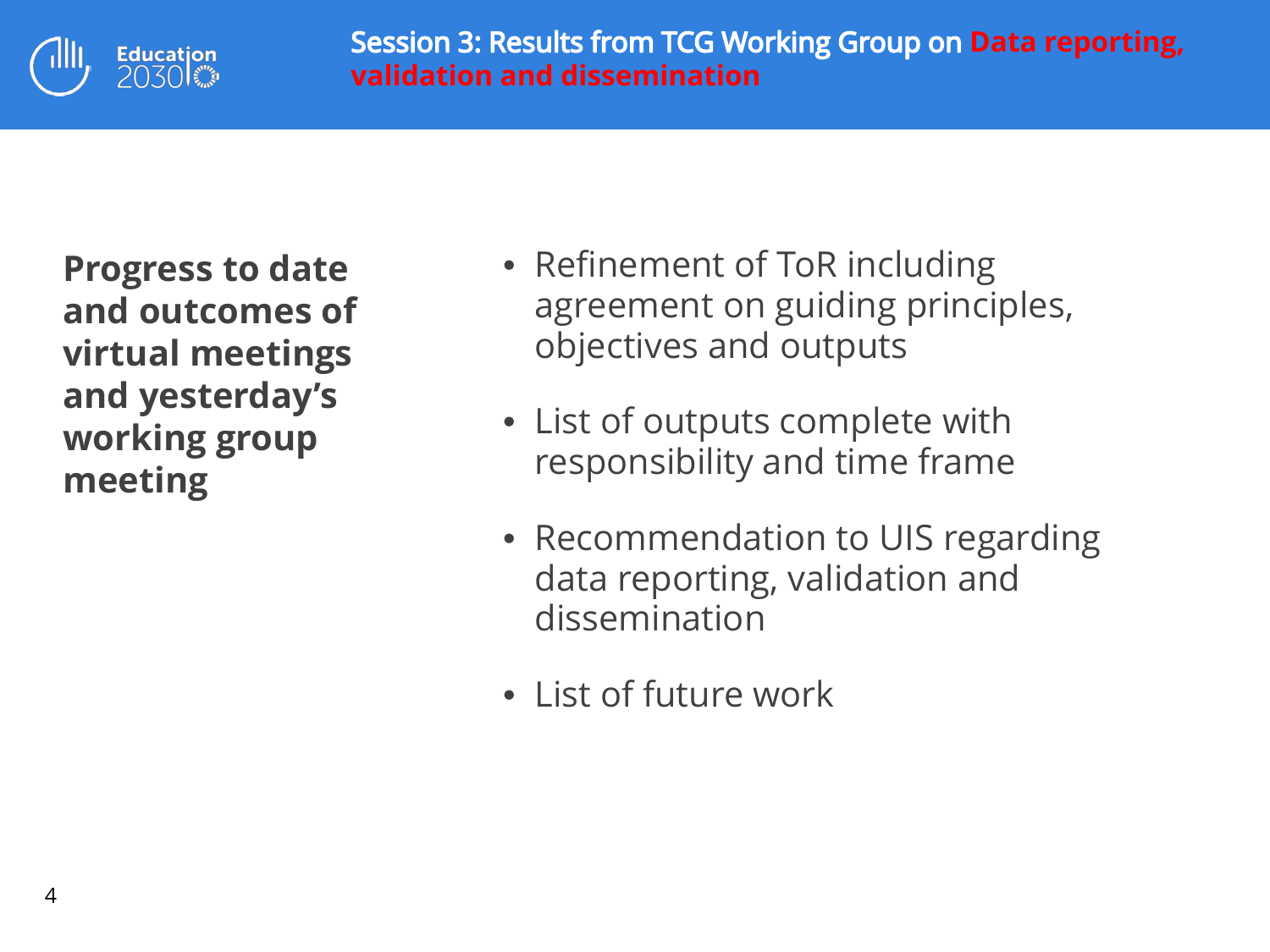# Session 3: Results from TCG Working Group on Data reporting, validation and dissemination

**Progress to date and outcomes of virtual meetings and yesterday's working group meeting**

- Refinement of ToR including agreement on guiding principles, objectives and outputs
- List of outputs complete with responsibility and time frame
- Recommendation to UIS regarding data reporting, validation and dissemination
- List of future work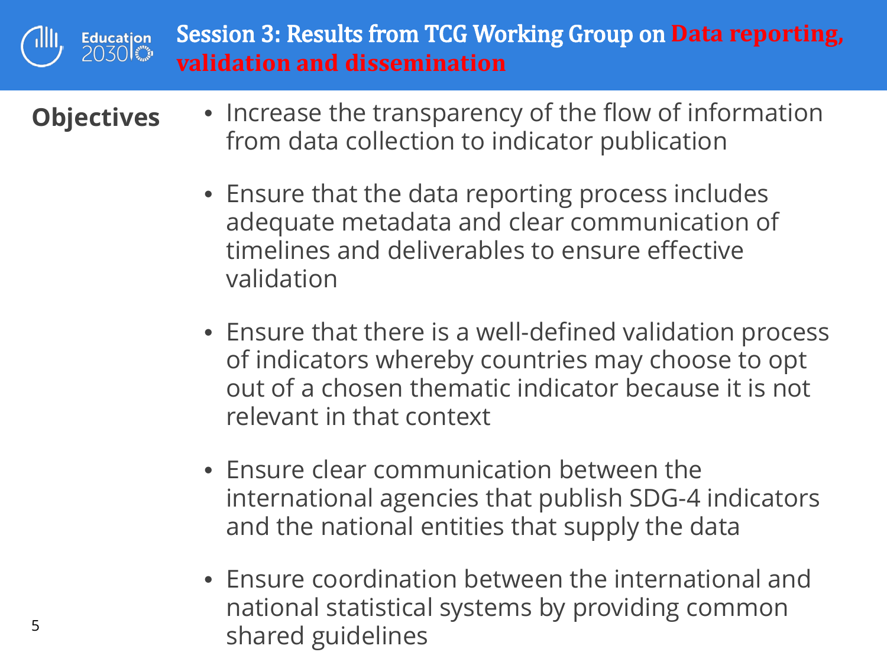# Session 3: Results from TCG Working Group on Data reporting, validation and dissemination

**Objectives**

- Increase the transparency of the flow of information from data collection to indicator publication
- Ensure that the data reporting process includes adequate metadata and clear communication of timelines and deliverables to ensure effective validation
- Ensure that there is a well-defined validation process of indicators whereby countries may choose to opt out of a chosen thematic indicator because it is not relevant in that context
- Ensure clear communication between the international agencies that publish SDG-4 indicators and the national entities that supply the data
- Ensure coordination between the international and national statistical systems by providing common shared guidelines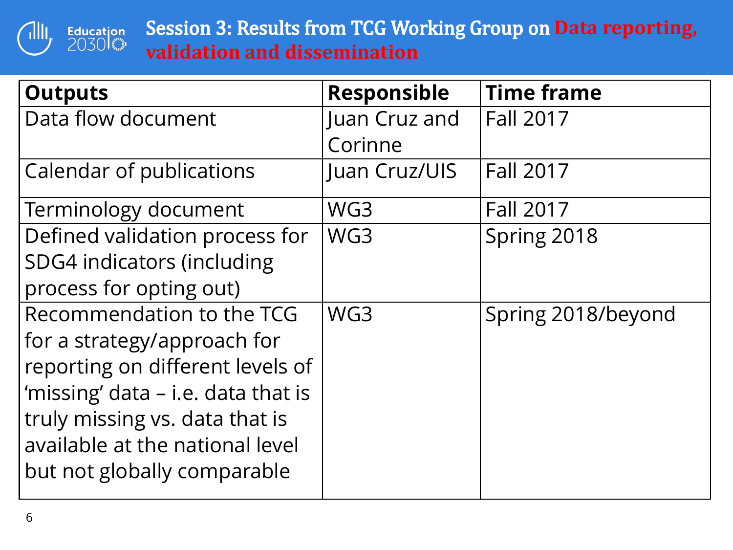# Session 3: Results from TCG Working Group on Data reporting, validation and dissemination

| Outputs | Responsible | Time frame |
|---|---|---|
| Data flow document | Juan Cruz and Corinne | Fall 2017 |
| Calendar of publications | Juan Cruz/UIS | Fall 2017 |
| Terminology document | WG3 | Fall 2017 |
| Defined validation process for SDG4 indicators (including process for opting out) | WG3 | Spring 2018 |
| Recommendation to the TCG for a strategy/approach for reporting on different levels of 'missing' data – i.e. data that is truly missing vs. data that is available at the national level but not globally comparable | WG3 | Spring 2018/beyond |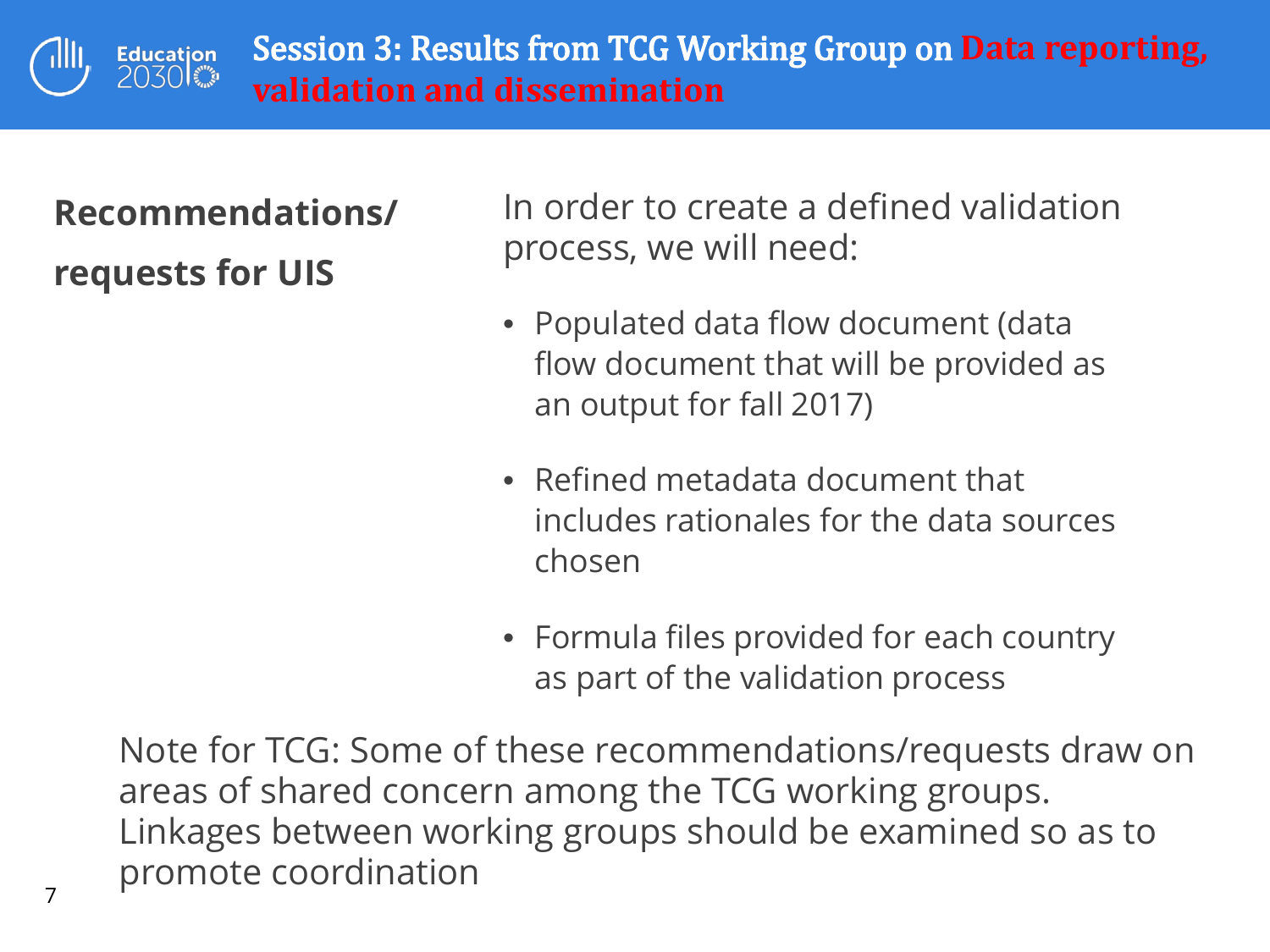# Session 3: Results from TCG Working Group on Data reporting, validation and dissemination

**Recommendations/ requests for UIS**

In order to create a defined validation process, we will need:

- Populated data flow document (data flow document that will be provided as an output for fall 2017)
- Refined metadata document that includes rationales for the data sources chosen
- Formula files provided for each country as part of the validation process

Note for TCG: Some of these recommendations/requests draw on areas of shared concern among the TCG working groups. Linkages between working groups should be examined so as to promote coordination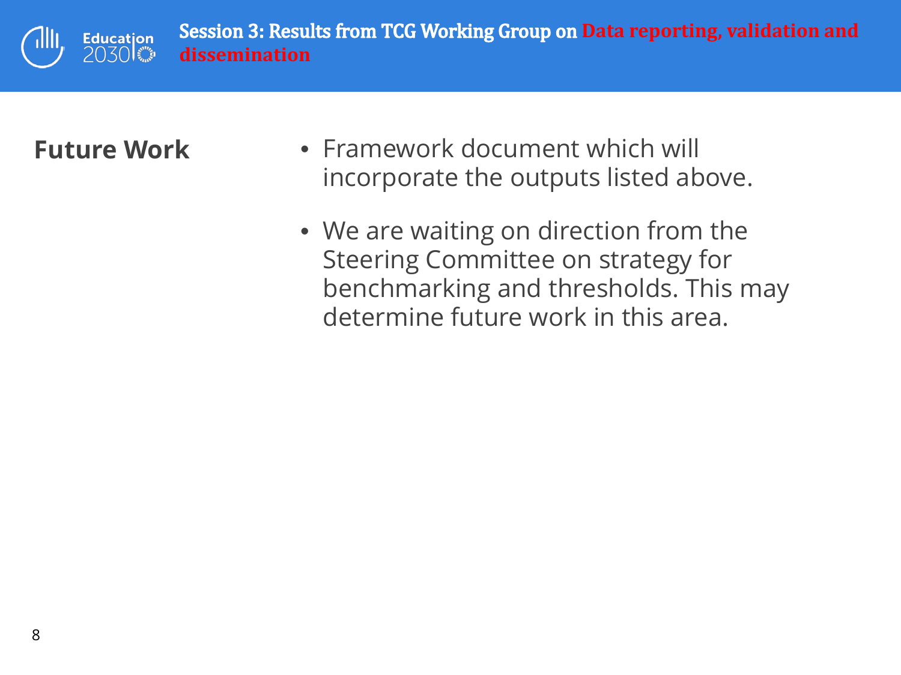# Session 3: Results from TCG Working Group on Data reporting, validation and dissemination

**Future Work**

- Framework document which will incorporate the outputs listed above.
- We are waiting on direction from the Steering Committee on strategy for benchmarking and thresholds. This may determine future work in this area.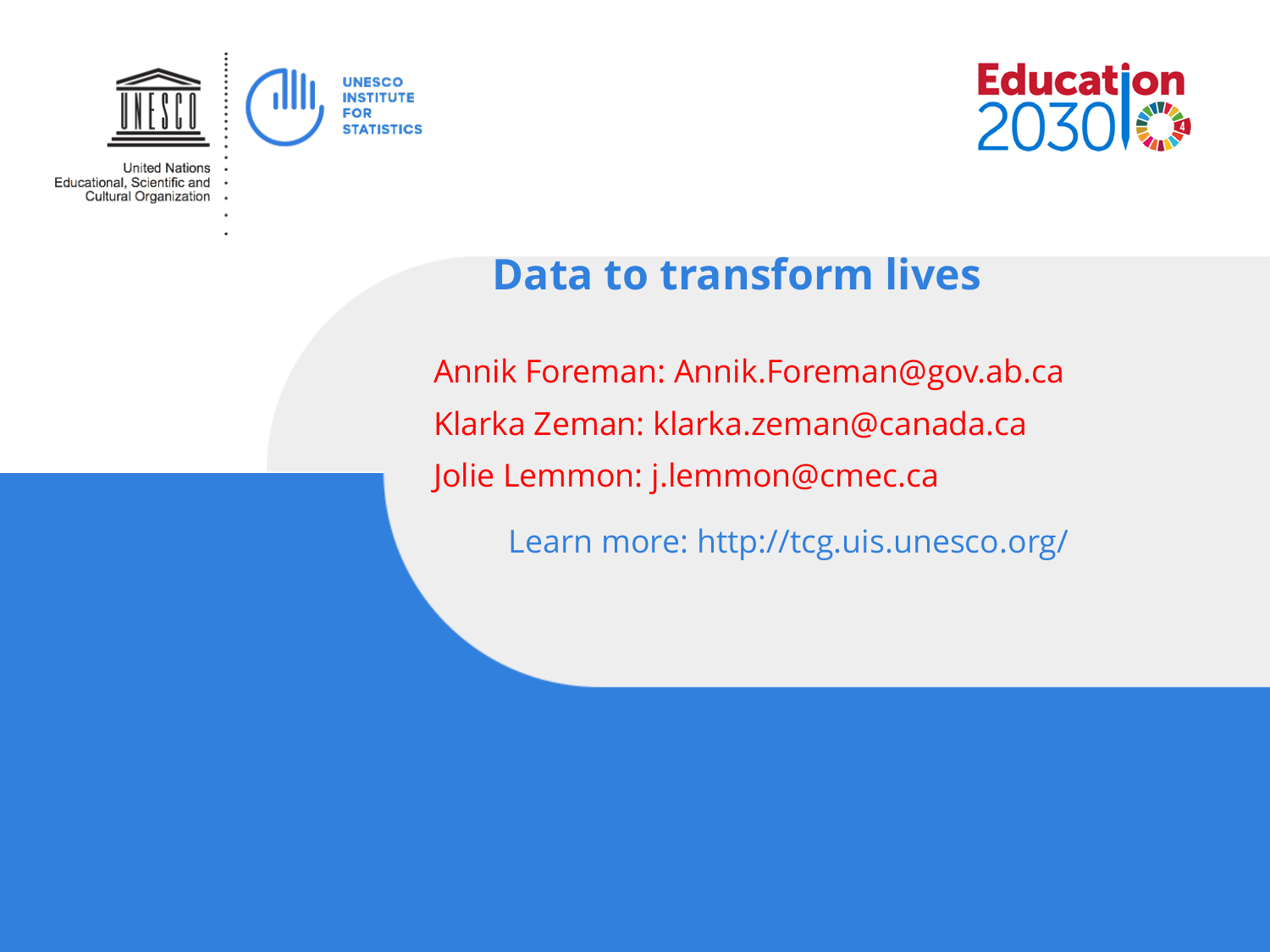United Nations Educational, Scientific and Cultural Organization

UNESCO INSTITUTE FOR STATISTICS

Education 2030

# Data to transform lives

Annik Foreman: Annik.Foreman@gov.ab.ca

Klarka Zeman: klarka.zeman@canada.ca

Jolie Lemmon: j.lemmon@cmec.ca

Learn more: http://tcg.uis.unesco.org/